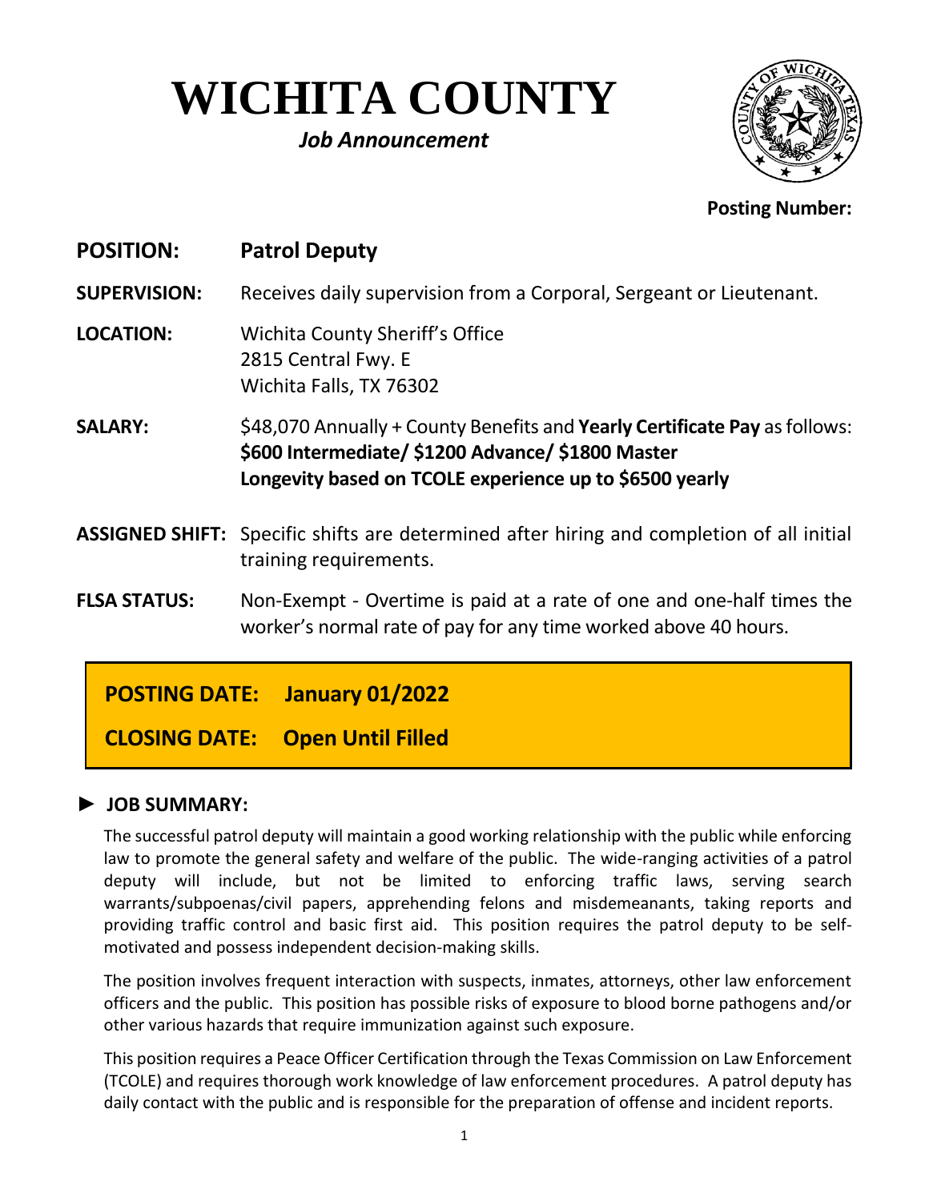# WICHITA COUNTY

***Job Announcement***

**Posting Number:**

**POSITION:** **Patrol Deputy**

**SUPERVISION:** Receives daily supervision from a Corporal, Sergeant or Lieutenant.

**LOCATION:** Wichita County Sheriff's Office
2815 Central Fwy. E
Wichita Falls, TX 76302

**SALARY:** $48,070 Annually + County Benefits and **Yearly Certificate Pay** as follows:
**$600 Intermediate/ $1200 Advance/ $1800 Master**
**Longevity based on TCOLE experience up to $6500 yearly**

**ASSIGNED SHIFT:** Specific shifts are determined after hiring and completion of all initial training requirements.

**FLSA STATUS:** Non-Exempt - Overtime is paid at a rate of one and one-half times the worker's normal rate of pay for any time worked above 40 hours.

**POSTING DATE: January 01/2022**

**CLOSING DATE: Open Until Filled**

## ► JOB SUMMARY:

The successful patrol deputy will maintain a good working relationship with the public while enforcing law to promote the general safety and welfare of the public. The wide-ranging activities of a patrol deputy will include, but not be limited to enforcing traffic laws, serving search warrants/subpoenas/civil papers, apprehending felons and misdemeanants, taking reports and providing traffic control and basic first aid. This position requires the patrol deputy to be self-motivated and possess independent decision-making skills.

The position involves frequent interaction with suspects, inmates, attorneys, other law enforcement officers and the public. This position has possible risks of exposure to blood borne pathogens and/or other various hazards that require immunization against such exposure.

This position requires a Peace Officer Certification through the Texas Commission on Law Enforcement (TCOLE) and requires thorough work knowledge of law enforcement procedures. A patrol deputy has daily contact with the public and is responsible for the preparation of offense and incident reports.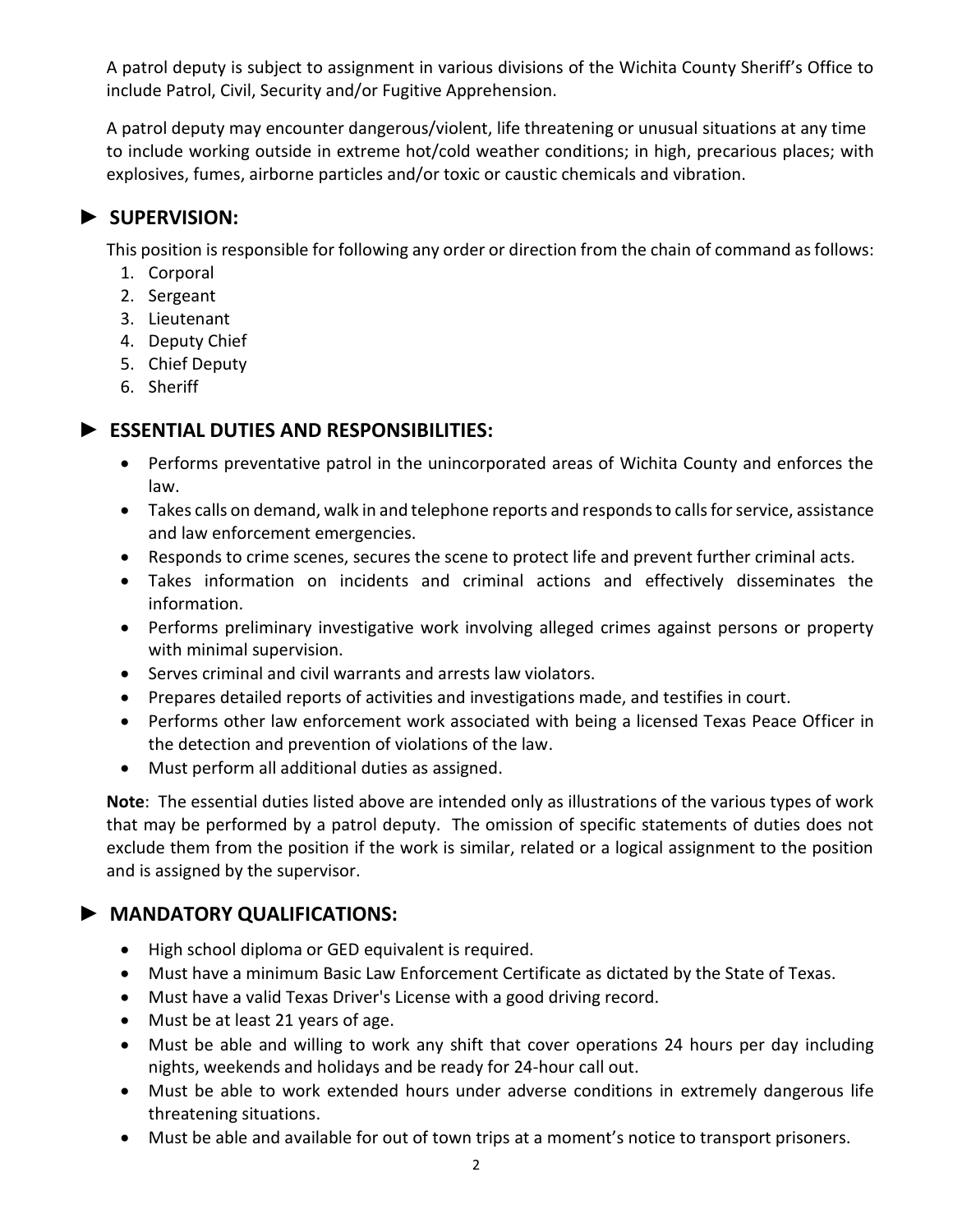A patrol deputy is subject to assignment in various divisions of the Wichita County Sheriff's Office to include Patrol, Civil, Security and/or Fugitive Apprehension.

A patrol deputy may encounter dangerous/violent, life threatening or unusual situations at any time to include working outside in extreme hot/cold weather conditions; in high, precarious places; with explosives, fumes, airborne particles and/or toxic or caustic chemicals and vibration.

## ► SUPERVISION:

This position is responsible for following any order or direction from the chain of command as follows:

1. Corporal
2. Sergeant
3. Lieutenant
4. Deputy Chief
5. Chief Deputy
6. Sheriff

## ► ESSENTIAL DUTIES AND RESPONSIBILITIES:

- Performs preventative patrol in the unincorporated areas of Wichita County and enforces the law.
- Takes calls on demand, walk in and telephone reports and responds to calls for service, assistance and law enforcement emergencies.
- Responds to crime scenes, secures the scene to protect life and prevent further criminal acts.
- Takes information on incidents and criminal actions and effectively disseminates the information.
- Performs preliminary investigative work involving alleged crimes against persons or property with minimal supervision.
- Serves criminal and civil warrants and arrests law violators.
- Prepares detailed reports of activities and investigations made, and testifies in court.
- Performs other law enforcement work associated with being a licensed Texas Peace Officer in the detection and prevention of violations of the law.
- Must perform all additional duties as assigned.

**Note**: The essential duties listed above are intended only as illustrations of the various types of work that may be performed by a patrol deputy. The omission of specific statements of duties does not exclude them from the position if the work is similar, related or a logical assignment to the position and is assigned by the supervisor.

## ► MANDATORY QUALIFICATIONS:

- High school diploma or GED equivalent is required.
- Must have a minimum Basic Law Enforcement Certificate as dictated by the State of Texas.
- Must have a valid Texas Driver's License with a good driving record.
- Must be at least 21 years of age.
- Must be able and willing to work any shift that cover operations 24 hours per day including nights, weekends and holidays and be ready for 24-hour call out.
- Must be able to work extended hours under adverse conditions in extremely dangerous life threatening situations.
- Must be able and available for out of town trips at a moment's notice to transport prisoners.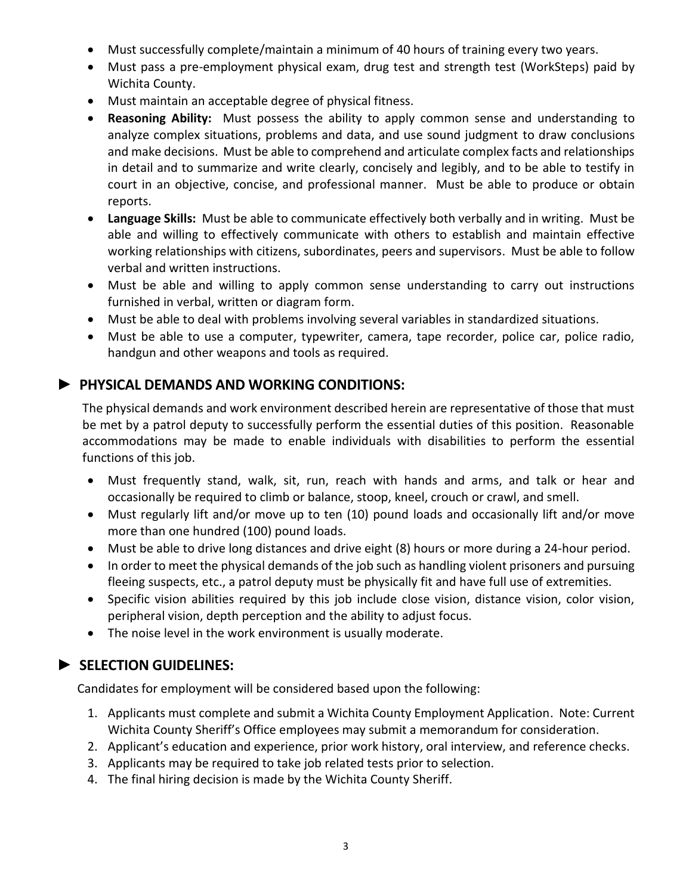- Must successfully complete/maintain a minimum of 40 hours of training every two years.
- Must pass a pre-employment physical exam, drug test and strength test (WorkSteps) paid by Wichita County.
- Must maintain an acceptable degree of physical fitness.
- **Reasoning Ability:** Must possess the ability to apply common sense and understanding to analyze complex situations, problems and data, and use sound judgment to draw conclusions and make decisions. Must be able to comprehend and articulate complex facts and relationships in detail and to summarize and write clearly, concisely and legibly, and to be able to testify in court in an objective, concise, and professional manner. Must be able to produce or obtain reports.
- **Language Skills:** Must be able to communicate effectively both verbally and in writing. Must be able and willing to effectively communicate with others to establish and maintain effective working relationships with citizens, subordinates, peers and supervisors. Must be able to follow verbal and written instructions.
- Must be able and willing to apply common sense understanding to carry out instructions furnished in verbal, written or diagram form.
- Must be able to deal with problems involving several variables in standardized situations.
- Must be able to use a computer, typewriter, camera, tape recorder, police car, police radio, handgun and other weapons and tools as required.

## ► PHYSICAL DEMANDS AND WORKING CONDITIONS:

The physical demands and work environment described herein are representative of those that must be met by a patrol deputy to successfully perform the essential duties of this position. Reasonable accommodations may be made to enable individuals with disabilities to perform the essential functions of this job.

- Must frequently stand, walk, sit, run, reach with hands and arms, and talk or hear and occasionally be required to climb or balance, stoop, kneel, crouch or crawl, and smell.
- Must regularly lift and/or move up to ten (10) pound loads and occasionally lift and/or move more than one hundred (100) pound loads.
- Must be able to drive long distances and drive eight (8) hours or more during a 24-hour period.
- In order to meet the physical demands of the job such as handling violent prisoners and pursuing fleeing suspects, etc., a patrol deputy must be physically fit and have full use of extremities.
- Specific vision abilities required by this job include close vision, distance vision, color vision, peripheral vision, depth perception and the ability to adjust focus.
- The noise level in the work environment is usually moderate.

## ► SELECTION GUIDELINES:

Candidates for employment will be considered based upon the following:

1. Applicants must complete and submit a Wichita County Employment Application. Note: Current Wichita County Sheriff's Office employees may submit a memorandum for consideration.
2. Applicant's education and experience, prior work history, oral interview, and reference checks.
3. Applicants may be required to take job related tests prior to selection.
4. The final hiring decision is made by the Wichita County Sheriff.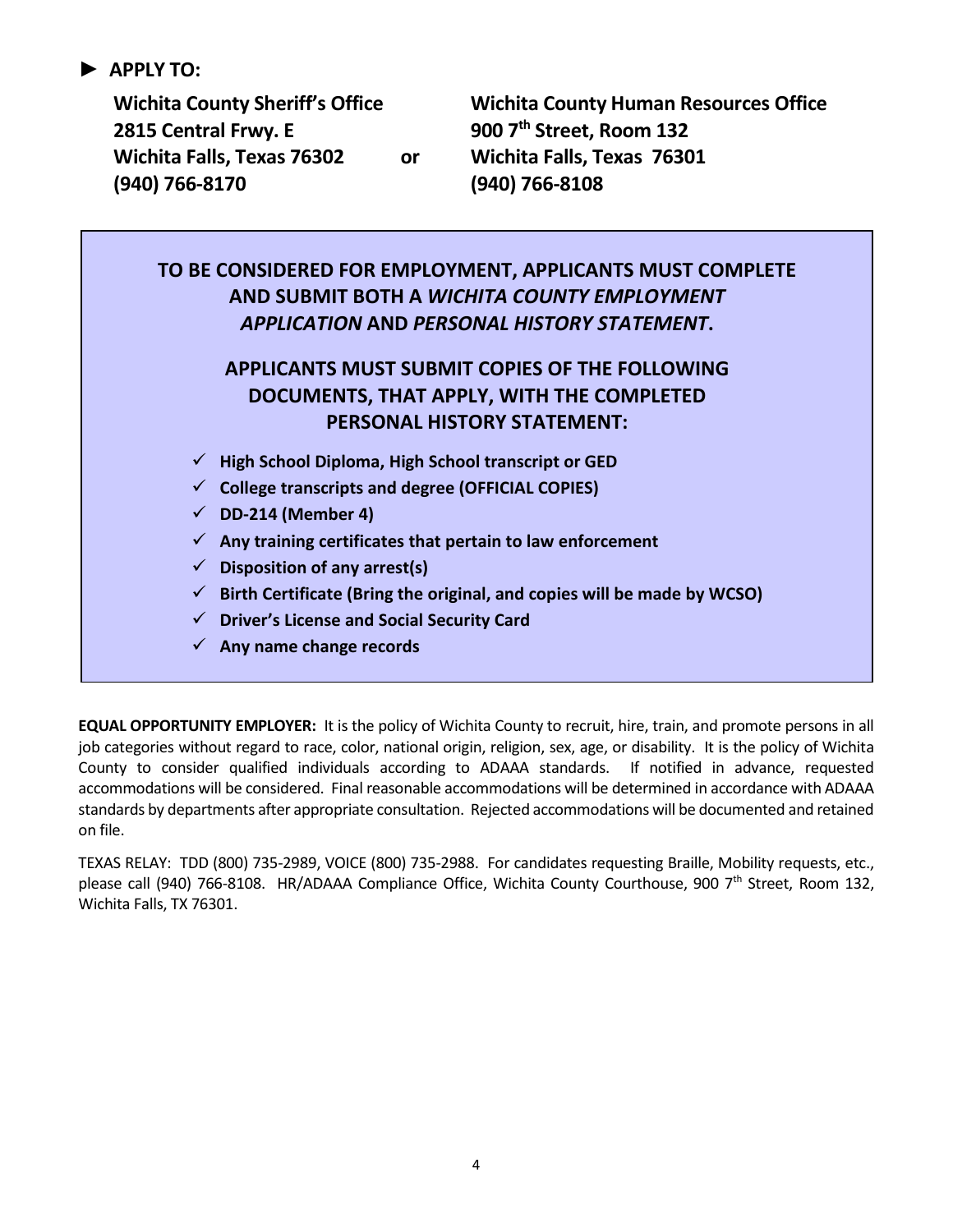► **APPLY TO:**

**Wichita County Sheriff's Office**
**2815 Central Frwy. E**
**Wichita Falls, Texas 76302**
**(940) 766-8170**

**or**

**Wichita County Human Resources Office**
**900 7th Street, Room 132**
**Wichita Falls, Texas 76301**
**(940) 766-8108**

**TO BE CONSIDERED FOR EMPLOYMENT, APPLICANTS MUST COMPLETE AND SUBMIT BOTH A *WICHITA COUNTY EMPLOYMENT APPLICATION* AND *PERSONAL HISTORY STATEMENT*.**

**APPLICANTS MUST SUBMIT COPIES OF THE FOLLOWING DOCUMENTS, THAT APPLY, WITH THE COMPLETED PERSONAL HISTORY STATEMENT:**

- ✓ **High School Diploma, High School transcript or GED**
- ✓ **College transcripts and degree (OFFICIAL COPIES)**
- ✓ **DD-214 (Member 4)**
- ✓ **Any training certificates that pertain to law enforcement**
- ✓ **Disposition of any arrest(s)**
- ✓ **Birth Certificate (Bring the original, and copies will be made by WCSO)**
- ✓ **Driver's License and Social Security Card**
- ✓ **Any name change records**

**EQUAL OPPORTUNITY EMPLOYER:** It is the policy of Wichita County to recruit, hire, train, and promote persons in all job categories without regard to race, color, national origin, religion, sex, age, or disability. It is the policy of Wichita County to consider qualified individuals according to ADAAA standards. If notified in advance, requested accommodations will be considered. Final reasonable accommodations will be determined in accordance with ADAAA standards by departments after appropriate consultation. Rejected accommodations will be documented and retained on file.

TEXAS RELAY: TDD (800) 735-2989, VOICE (800) 735-2988. For candidates requesting Braille, Mobility requests, etc., please call (940) 766-8108. HR/ADAAA Compliance Office, Wichita County Courthouse, 900 7th Street, Room 132, Wichita Falls, TX 76301.